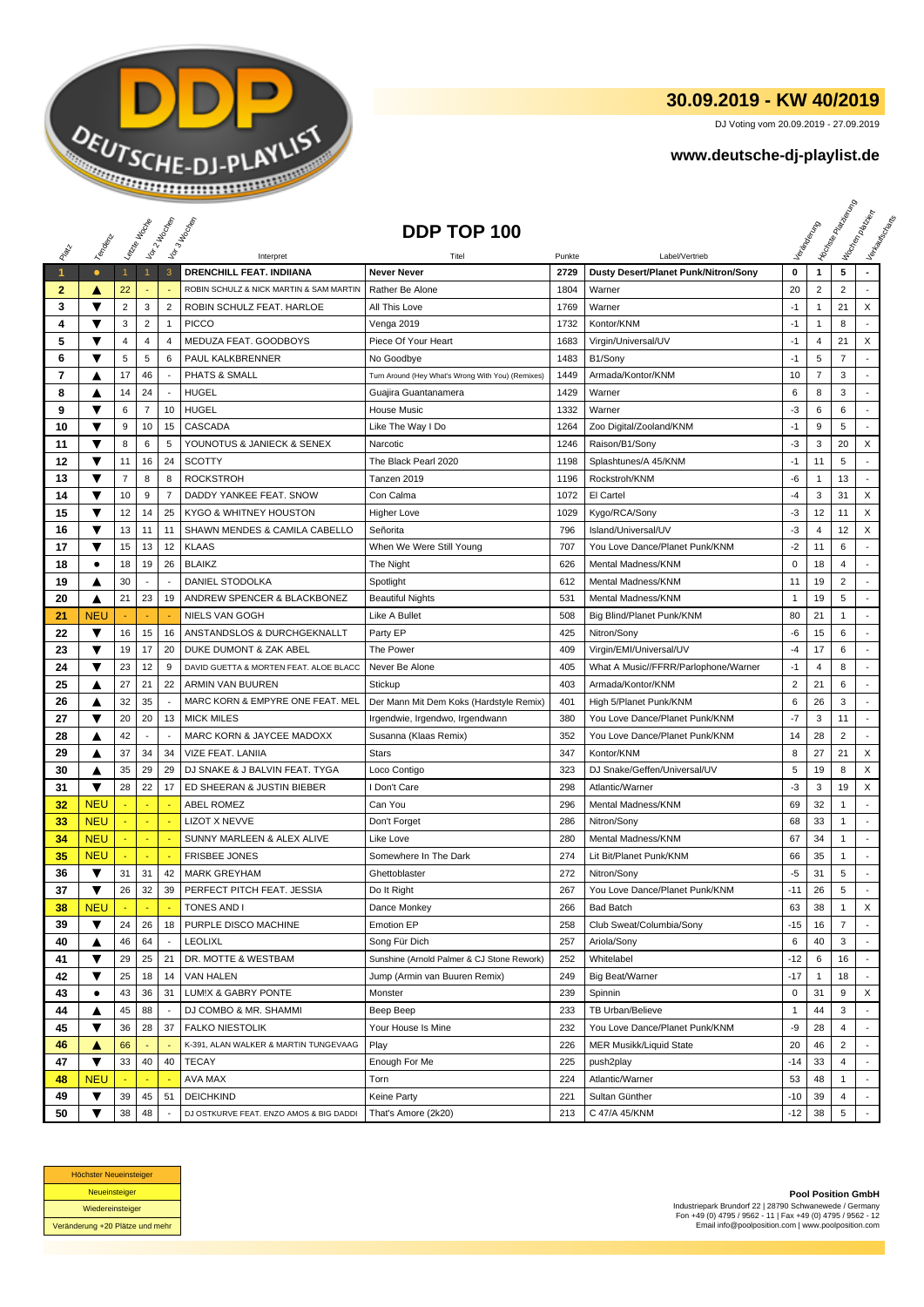## 30.09.2019 - KW 40/2019

DJ Voting vom 20.09.2019 - 27.09.2019

**www.deutsche-dj-playlist.de**

# DDP TOP 100

| Platz | Tendenz | Letzte Woche | Vor 2 Wochen | Vor 3 Wochen | Interpret | Titel | Punkte | Label/Vertrieb | Veränderung | Höchste Platzierung | Wochen platziert | Verkaufscharts |
|---|---|---|---|---|---|---|---|---|---|---|---|---|
| 1 | ● | 1 | 1 | 3 | **DRENCHILL FEAT. INDIIANA** | **Never Never** | **2729** | **Dusty Desert/Planet Punk/Nitron/Sony** | **0** | **1** | **5** | - |
| 2 | ▲ | 22 | - | - | ROBIN SCHULZ & NICK MARTIN & SAM MARTIN | Rather Be Alone | 1804 | Warner | 20 | 2 | 2 | - |
| 3 | ▼ | 2 | 3 | 2 | ROBIN SCHULZ FEAT. HARLOE | All This Love | 1769 | Warner | -1 | 1 | 21 | X |
| 4 | ▼ | 3 | 2 | 1 | PICCO | Venga 2019 | 1732 | Kontor/KNM | -1 | 1 | 8 | - |
| 5 | ▼ | 4 | 4 | 4 | MEDUZA FEAT. GOODBOYS | Piece Of Your Heart | 1683 | Virgin/Universal/UV | -1 | 4 | 21 | X |
| 6 | ▼ | 5 | 5 | 6 | PAUL KALKBRENNER | No Goodbye | 1483 | B1/Sony | -1 | 5 | 7 | - |
| 7 | ▲ | 17 | 46 | - | PHATS & SMALL | Turn Around (Hey What's Wrong With You) (Remixes) | 1449 | Armada/Kontor/KNM | 10 | 7 | 3 | - |
| 8 | ▲ | 14 | 24 | - | HUGEL | Guajira Guantanamera | 1429 | Warner | 6 | 8 | 3 | - |
| 9 | ▼ | 6 | 7 | 10 | HUGEL | House Music | 1332 | Warner | -3 | 6 | 6 | - |
| 10 | ▼ | 9 | 10 | 15 | CASCADA | Like The Way I Do | 1264 | Zoo Digital/Zooland/KNM | -1 | 9 | 5 | - |
| 11 | ▼ | 8 | 6 | 5 | YOUNOTUS & JANIECK & SENEX | Narcotic | 1246 | Raison/B1/Sony | -3 | 3 | 20 | X |
| 12 | ▼ | 11 | 16 | 24 | SCOTTY | The Black Pearl 2020 | 1198 | Splashtunes/A 45/KNM | -1 | 11 | 5 | - |
| 13 | ▼ | 7 | 8 | 8 | ROCKSTROH | Tanzen 2019 | 1196 | Rockstroh/KNM | -6 | 1 | 13 | - |
| 14 | ▼ | 10 | 9 | 7 | DADDY YANKEE FEAT. SNOW | Con Calma | 1072 | El Cartel | -4 | 3 | 31 | X |
| 15 | ▼ | 12 | 14 | 25 | KYGO & WHITNEY HOUSTON | Higher Love | 1029 | Kygo/RCA/Sony | -3 | 12 | 11 | X |
| 16 | ▼ | 13 | 11 | 11 | SHAWN MENDES & CAMILA CABELLO | Señorita | 796 | Island/Universal/UV | -3 | 4 | 12 | X |
| 17 | ▼ | 15 | 13 | 12 | KLAAS | When We Were Still Young | 707 | You Love Dance/Planet Punk/KNM | -2 | 11 | 6 | - |
| 18 | ● | 18 | 19 | 26 | BLAIKZ | The Night | 626 | Mental Madness/KNM | 0 | 18 | 4 | - |
| 19 | ▲ | 30 | - | - | DANIEL STODOLKA | Spotlight | 612 | Mental Madness/KNM | 11 | 19 | 2 | - |
| 20 | ▲ | 21 | 23 | 19 | ANDREW SPENCER & BLACKBONEZ | Beautiful Nights | 531 | Mental Madness/KNM | 1 | 19 | 5 | - |
| 21 | NEU | - | - | - | NIELS VAN GOGH | Like A Bullet | 508 | Big Blind/Planet Punk/KNM | 80 | 21 | 1 | - |
| 22 | ▼ | 16 | 15 | 16 | ANSTANDSLOS & DURCHGEKNALLT | Party EP | 425 | Nitron/Sony | -6 | 15 | 6 | - |
| 23 | ▼ | 19 | 17 | 20 | DUKE DUMONT & ZAK ABEL | The Power | 409 | Virgin/EMI/Universal/UV | -4 | 17 | 6 | - |
| 24 | ▼ | 23 | 12 | 9 | DAVID GUETTA & MORTEN FEAT. ALOE BLACC | Never Be Alone | 405 | What A Music//FFRR/Parlophone/Warner | -1 | 4 | 8 | - |
| 25 | ▲ | 27 | 21 | 22 | ARMIN VAN BUUREN | Stickup | 403 | Armada/Kontor/KNM | 2 | 21 | 6 | - |
| 26 | ▲ | 32 | 35 | - | MARC KORN & EMPYRE ONE FEAT. MEL | Der Mann Mit Dem Koks (Hardstyle Remix) | 401 | High 5/Planet Punk/KNM | 6 | 26 | 3 | - |
| 27 | ▼ | 20 | 20 | 13 | MICK MILES | Irgendwie, Irgendwo, Irgendwann | 380 | You Love Dance/Planet Punk/KNM | -7 | 3 | 11 | - |
| 28 | ▲ | 42 | - | - | MARC KORN & JAYCEE MADOXX | Susanna (Klaas Remix) | 352 | You Love Dance/Planet Punk/KNM | 14 | 28 | 2 | - |
| 29 | ▲ | 37 | 34 | 34 | VIZE FEAT. LANIIA | Stars | 347 | Kontor/KNM | 8 | 27 | 21 | X |
| 30 | ▲ | 35 | 29 | 29 | DJ SNAKE & J BALVIN FEAT. TYGA | Loco Contigo | 323 | DJ Snake/Geffen/Universal/UV | 5 | 19 | 8 | X |
| 31 | ▼ | 28 | 22 | 17 | ED SHEERAN & JUSTIN BIEBER | I Don't Care | 298 | Atlantic/Warner | -3 | 3 | 19 | X |
| 32 | NEU | - | - | - | ABEL ROMEZ | Can You | 296 | Mental Madness/KNM | 69 | 32 | 1 | - |
| 33 | NEU | - | - | - | LIZOT X NEVVE | Don't Forget | 286 | Nitron/Sony | 68 | 33 | 1 | - |
| 34 | NEU | - | - | - | SUNNY MARLEEN & ALEX ALIVE | Like Love | 280 | Mental Madness/KNM | 67 | 34 | 1 | - |
| 35 | NEU | - | - | - | FRISBEE JONES | Somewhere In The Dark | 274 | Lit Bit/Planet Punk/KNM | 66 | 35 | 1 | - |
| 36 | ▼ | 31 | 31 | 42 | MARK GREYHAM | Ghettoblaster | 272 | Nitron/Sony | -5 | 31 | 5 | - |
| 37 | ▼ | 26 | 32 | 39 | PERFECT PITCH FEAT. JESSIA | Do It Right | 267 | You Love Dance/Planet Punk/KNM | -11 | 26 | 5 | - |
| 38 | NEU | - | - | - | TONES AND I | Dance Monkey | 266 | Bad Batch | 63 | 38 | 1 | X |
| 39 | ▼ | 24 | 26 | 18 | PURPLE DISCO MACHINE | Emotion EP | 258 | Club Sweat/Columbia/Sony | -15 | 16 | 7 | - |
| 40 | ▲ | 46 | 64 | - | LEOLIXL | Song Für Dich | 257 | Ariola/Sony | 6 | 40 | 3 | - |
| 41 | ▼ | 29 | 25 | 21 | DR. MOTTE & WESTBAM | Sunshine (Arnold Palmer & CJ Stone Rework) | 252 | Whitelabel | -12 | 6 | 16 | - |
| 42 | ▼ | 25 | 18 | 14 | VAN HALEN | Jump (Armin van Buuren Remix) | 249 | Big Beat/Warner | -17 | 1 | 18 | - |
| 43 | ● | 43 | 36 | 31 | LUM!X & GABRY PONTE | Monster | 239 | Spinnin | 0 | 31 | 9 | X |
| 44 | ▲ | 45 | 88 | - | DJ COMBO & MR. SHAMMI | Beep Beep | 233 | TB Urban/Believe | 1 | 44 | 3 | - |
| 45 | ▼ | 36 | 28 | 37 | FALKO NIESTOLIK | Your House Is Mine | 232 | You Love Dance/Planet Punk/KNM | -9 | 28 | 4 | - |
| 46 | ▲ | 66 | - | - | K-391, ALAN WALKER & MARTIN TUNGEVAAG | Play | 226 | MER Musikk/Liquid State | 20 | 46 | 2 | - |
| 47 | ▼ | 33 | 40 | 40 | TECAY | Enough For Me | 225 | push2play | -14 | 33 | 4 | - |
| 48 | NEU | - | - | - | AVA MAX | Torn | 224 | Atlantic/Warner | 53 | 48 | 1 | - |
| 49 | ▼ | 39 | 45 | 51 | DEICHKIND | Keine Party | 221 | Sultan Günther | -10 | 39 | 4 | - |
| 50 | ▼ | 38 | 48 | - | DJ OSTKURVE FEAT. ENZO AMOS & BIG DADDI | That's Amore (2k20) | 213 | C 47/A 45/KNM | -12 | 38 | 5 | - |

| |
|---|
| Höchster Neueinsteiger |
| Neueinsteiger |
| Wiedereinsteiger |
| Veränderung +20 Plätze und mehr |

**Pool Position GmbH**
Industriepark Brundorf 22 | 28790 Schwanewede / Germany
Fon +49 (0) 4795 / 9562 - 11 | Fax +49 (0) 4795 / 9562 - 12
Email info@poolposition.com | www.poolposition.com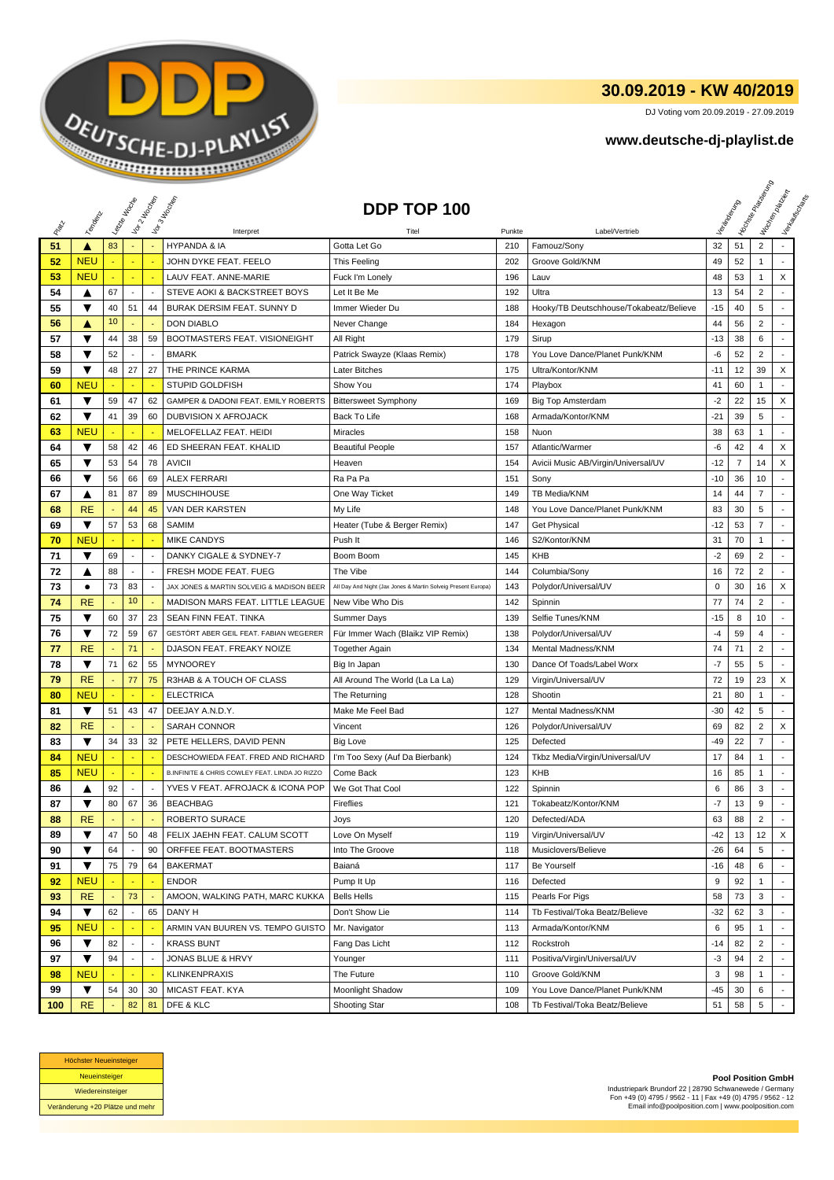## 30.09.2019 - KW 40/2019

DJ Voting vom 20.09.2019 - 27.09.2019

### www.deutsche-dj-playlist.de

# DDP TOP 100

| Platz | Tendenz | Letzte Woche | Vor 2 Wochen | Vor 3 Wochen | Interpret | Titel | Punkte | Label/Vertrieb | Veränderung | Höchste Platzierung | Wochen platziert | Verkaufscharts |
|---|---|---|---|---|---|---|---|---|---|---|---|---|
| 51 | ▲ | 83 | - | - | HYPANDA & IA | Gotta Let Go | 210 | Famouz/Sony | 32 | 51 | 2 | - |
| 52 | NEU | - | - | - | JOHN DYKE FEAT. FEELO | This Feeling | 202 | Groove Gold/KNM | 49 | 52 | 1 | - |
| 53 | NEU | - | - | - | LAUV FEAT. ANNE-MARIE | Fuck I'm Lonely | 196 | Lauv | 48 | 53 | 1 | X |
| 54 | ▲ | 67 | - | - | STEVE AOKI & BACKSTREET BOYS | Let It Be Me | 192 | Ultra | 13 | 54 | 2 | - |
| 55 | ▼ | 40 | 51 | 44 | BURAK DERSIM FEAT. SUNNY D | Immer Wieder Du | 188 | Hooky/TB Deutschhouse/Tokabeatz/Believe | -15 | 40 | 5 | - |
| 56 | ▲ | 10 | - | - | DON DIABLO | Never Change | 184 | Hexagon | 44 | 56 | 2 | - |
| 57 | ▼ | 44 | 38 | 59 | BOOTMASTERS FEAT. VISIONEIGHT | All Right | 179 | Sirup | -13 | 38 | 6 | - |
| 58 | ▼ | 52 | - | - | BMARK | Patrick Swayze (Klaas Remix) | 178 | You Love Dance/Planet Punk/KNM | -6 | 52 | 2 | - |
| 59 | ▼ | 48 | 27 | 27 | THE PRINCE KARMA | Later Bitches | 175 | Ultra/Kontor/KNM | -11 | 12 | 39 | X |
| 60 | NEU | - | - | - | STUPID GOLDFISH | Show You | 174 | Playbox | 41 | 60 | 1 | - |
| 61 | ▼ | 59 | 47 | 62 | GAMPER & DADONI FEAT. EMILY ROBERTS | Bittersweet Symphony | 169 | Big Top Amsterdam | -2 | 22 | 15 | X |
| 62 | ▼ | 41 | 39 | 60 | DUBVISION X AFROJACK | Back To Life | 168 | Armada/Kontor/KNM | -21 | 39 | 5 | - |
| 63 | NEU | - | - | - | MELOFELLAZ FEAT. HEIDI | Miracles | 158 | Nuon | 38 | 63 | 1 | - |
| 64 | ▼ | 58 | 42 | 46 | ED SHEERAN FEAT. KHALID | Beautiful People | 157 | Atlantic/Warmer | -6 | 42 | 4 | X |
| 65 | ▼ | 53 | 54 | 78 | AVICII | Heaven | 154 | Avicii Music AB/Virgin/Universal/UV | -12 | 7 | 14 | X |
| 66 | ▼ | 56 | 66 | 69 | ALEX FERRARI | Ra Pa Pa | 151 | Sony | -10 | 36 | 10 | - |
| 67 | ▲ | 81 | 87 | 89 | MUSCHIHOUSE | One Way Ticket | 149 | TB Media/KNM | 14 | 44 | 7 | - |
| 68 | RE | - | 44 | 45 | VAN DER KARSTEN | My Life | 148 | You Love Dance/Planet Punk/KNM | 83 | 30 | 5 | - |
| 69 | ▼ | 57 | 53 | 68 | SAMIM | Heater (Tube & Berger Remix) | 147 | Get Physical | -12 | 53 | 7 | - |
| 70 | NEU | - | - | - | MIKE CANDYS | Push It | 146 | S2/Kontor/KNM | 31 | 70 | 1 | - |
| 71 | ▼ | 69 | - | - | DANKY CIGALE & SYDNEY-7 | Boom Boom | 145 | KHB | -2 | 69 | 2 | - |
| 72 | ▲ | 88 | - | - | FRESH MODE FEAT. FUEG | The Vibe | 144 | Columbia/Sony | 16 | 72 | 2 | - |
| 73 | ● | 73 | 83 | - | JAX JONES & MARTIN SOLVEIG & MADISON BEER | All Day And Night (Jax Jones & Martin Solveig Present Europa) | 143 | Polydor/Universal/UV | 0 | 30 | 16 | X |
| 74 | RE | - | 10 | - | MADISON MARS FEAT. LITTLE LEAGUE | New Vibe Who Dis | 142 | Spinnin | 77 | 74 | 2 | - |
| 75 | ▼ | 60 | 37 | 23 | SEAN FINN FEAT. TINKA | Summer Days | 139 | Selfie Tunes/KNM | -15 | 8 | 10 | - |
| 76 | ▼ | 72 | 59 | 67 | GESTÖRT ABER GEIL FEAT. FABIAN WEGERER | Für Immer Wach (Blaikz VIP Remix) | 138 | Polydor/Universal/UV | -4 | 59 | 4 | - |
| 77 | RE | - | 71 | - | DJASON FEAT. FREAKY NOIZE | Together Again | 134 | Mental Madness/KNM | 74 | 71 | 2 | - |
| 78 | ▼ | 71 | 62 | 55 | MYNOOREY | Big In Japan | 130 | Dance Of Toads/Label Worx | -7 | 55 | 5 | - |
| 79 | RE | - | 77 | 75 | R3HAB & A TOUCH OF CLASS | All Around The World (La La La) | 129 | Virgin/Universal/UV | 72 | 19 | 23 | X |
| 80 | NEU | - | - | - | ELECTRICA | The Returning | 128 | Shootin | 21 | 80 | 1 | - |
| 81 | ▼ | 51 | 43 | 47 | DEEJAY A.N.D.Y. | Make Me Feel Bad | 127 | Mental Madness/KNM | -30 | 42 | 5 | - |
| 82 | RE | - | - | - | SARAH CONNOR | Vincent | 126 | Polydor/Universal/UV | 69 | 82 | 2 | X |
| 83 | ▼ | 34 | 33 | 32 | PETE HELLERS, DAVID PENN | Big Love | 125 | Defected | -49 | 22 | 7 | - |
| 84 | NEU | - | - | - | DESCHOWIEDA FEAT. FRED AND RICHARD | I'm Too Sexy (Auf Da Bierbank) | 124 | Tkbz Media/Virgin/Universal/UV | 17 | 84 | 1 | - |
| 85 | NEU | - | - | - | B.INFINITE & CHRIS COWLEY FEAT. LINDA JO RIZZO | Come Back | 123 | KHB | 16 | 85 | 1 | - |
| 86 | ▲ | 92 | - | - | YVES V FEAT. AFROJACK & ICONA POP | We Got That Cool | 122 | Spinnin | 6 | 86 | 3 | - |
| 87 | ▼ | 80 | 67 | 36 | BEACHBAG | Fireflies | 121 | Tokabeatz/Kontor/KNM | -7 | 13 | 9 | - |
| 88 | RE | - | - | - | ROBERTO SURACE | Joys | 120 | Defected/ADA | 63 | 88 | 2 | - |
| 89 | ▼ | 47 | 50 | 48 | FELIX JAEHN FEAT. CALUM SCOTT | Love On Myself | 119 | Virgin/Universal/UV | -42 | 13 | 12 | X |
| 90 | ▼ | 64 | - | 90 | ORFFEE FEAT. BOOTMASTERS | Into The Groove | 118 | Musiclovers/Believe | -26 | 64 | 5 | - |
| 91 | ▼ | 75 | 79 | 64 | BAKERMAT | Baianá | 117 | Be Yourself | -16 | 48 | 6 | - |
| 92 | NEU | - | - | - | ENDOR | Pump It Up | 116 | Defected | 9 | 92 | 1 | - |
| 93 | RE | - | 73 | - | AMOON, WALKING PATH, MARC KUKKA | Bells Hells | 115 | Pearls For Pigs | 58 | 73 | 3 | - |
| 94 | ▼ | 62 | - | 65 | DANY H | Don't Show Lie | 114 | Tb Festival/Toka Beatz/Believe | -32 | 62 | 3 | - |
| 95 | NEU | - | - | - | ARMIN VAN BUUREN VS. TEMPO GUISTO | Mr. Navigator | 113 | Armada/Kontor/KNM | 6 | 95 | 1 | - |
| 96 | ▼ | 82 | - | - | KRASS BUNT | Fang Das Licht | 112 | Rockstroh | -14 | 82 | 2 | - |
| 97 | ▼ | 94 | - | - | JONAS BLUE & HRVY | Younger | 111 | Positiva/Virgin/Universal/UV | -3 | 94 | 2 | - |
| 98 | NEU | - | - | - | KLINKENPRAXIS | The Future | 110 | Groove Gold/KNM | 3 | 98 | 1 | - |
| 99 | ▼ | 54 | 30 | 30 | MICAST FEAT. KYA | Moonlight Shadow | 109 | You Love Dance/Planet Punk/KNM | -45 | 30 | 6 | - |
| 100 | RE | - | 82 | 81 | DFE & KLC | Shooting Star | 108 | Tb Festival/Toka Beatz/Believe | 51 | 58 | 5 | - |

Höchster Neueinsteiger
Neueinsteiger
Wiedereinsteiger
Veränderung +20 Plätze und mehr

**Pool Position GmbH**
Industriepark Brundorf 22 | 28790 Schwanewede / Germany
Fon +49 (0) 4795 / 9562 - 11 | Fax +49 (0) 4795 / 9562 - 12
Email info@poolposition.com | www.poolposition.com